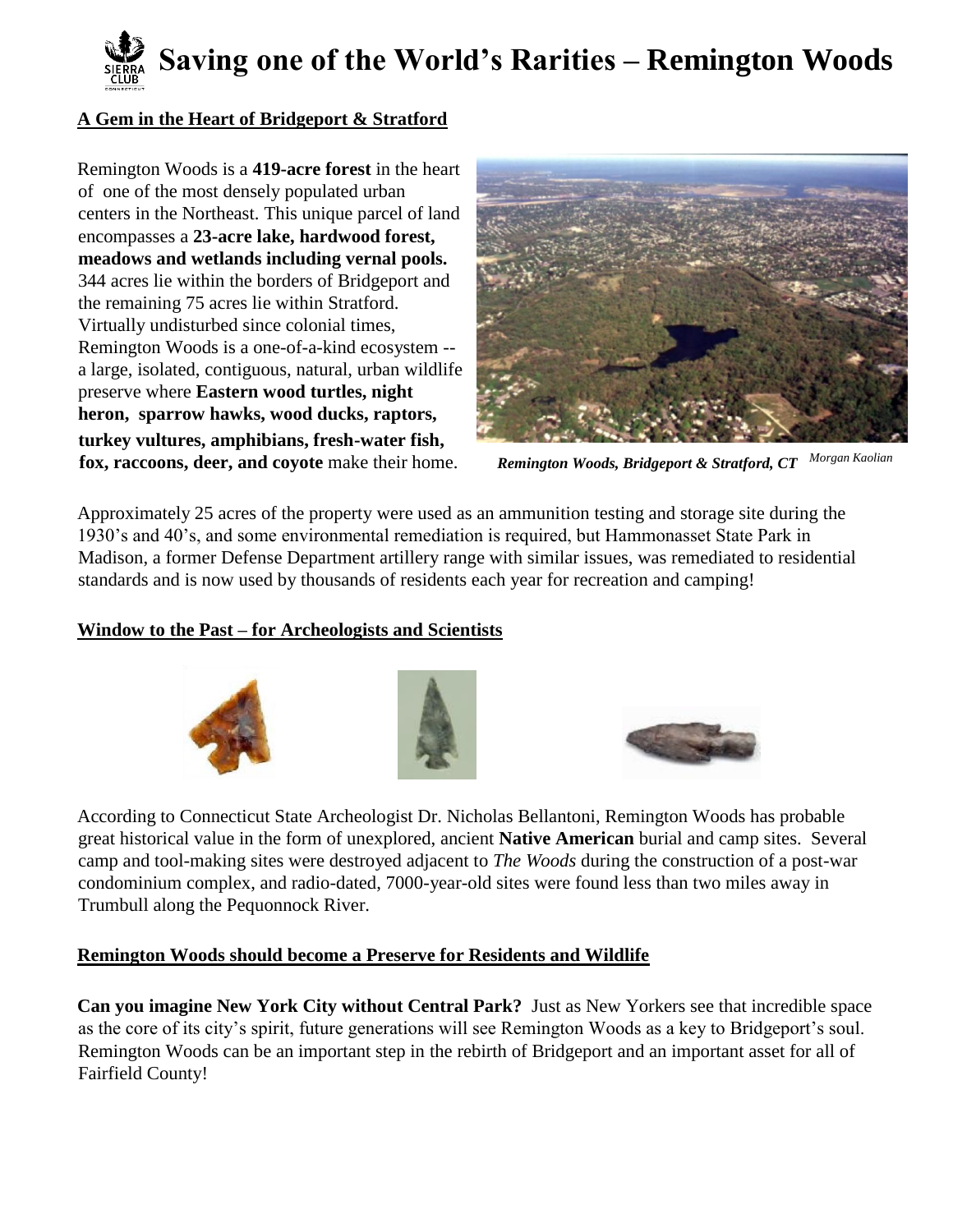# Saving one of the World's Rarities – Remington Woods

## A Gem in the Heart of Bridgeport & Stratford

Remington Woods is a **419-acre forest** in the heart of one of the most densely populated urban centers in the Northeast. This unique parcel of land encompasses a **23-acre lake, hardwood forest, meadows and wetlands including vernal pools.** 344 acres lie within the borders of Bridgeport and the remaining 75 acres lie within Stratford. Virtually undisturbed since colonial times, Remington Woods is a one-of-a-kind ecosystem -- a large, isolated, contiguous, natural, urban wildlife preserve where **Eastern wood turtles, night heron, sparrow hawks, wood ducks, raptors, turkey vultures, amphibians, fresh-water fish, fox, raccoons, deer, and coyote** make their home.

***Remington Woods, Bridgeport & Stratford, CT*** *Morgan Kaolian*

Approximately 25 acres of the property were used as an ammunition testing and storage site during the 1930's and 40's, and some environmental remediation is required, but Hammonasset State Park in Madison, a former Defense Department artillery range with similar issues, was remediated to residential standards and is now used by thousands of residents each year for recreation and camping!

## Window to the Past – for Archeologists and Scientists

According to Connecticut State Archeologist Dr. Nicholas Bellantoni, Remington Woods has probable great historical value in the form of unexplored, ancient **Native American** burial and camp sites. Several camp and tool-making sites were destroyed adjacent to *The Woods* during the construction of a post-war condominium complex, and radio-dated, 7000-year-old sites were found less than two miles away in Trumbull along the Pequonnock River.

## Remington Woods should become a Preserve for Residents and Wildlife

**Can you imagine New York City without Central Park?** Just as New Yorkers see that incredible space as the core of its city's spirit, future generations will see Remington Woods as a key to Bridgeport's soul. Remington Woods can be an important step in the rebirth of Bridgeport and an important asset for all of Fairfield County!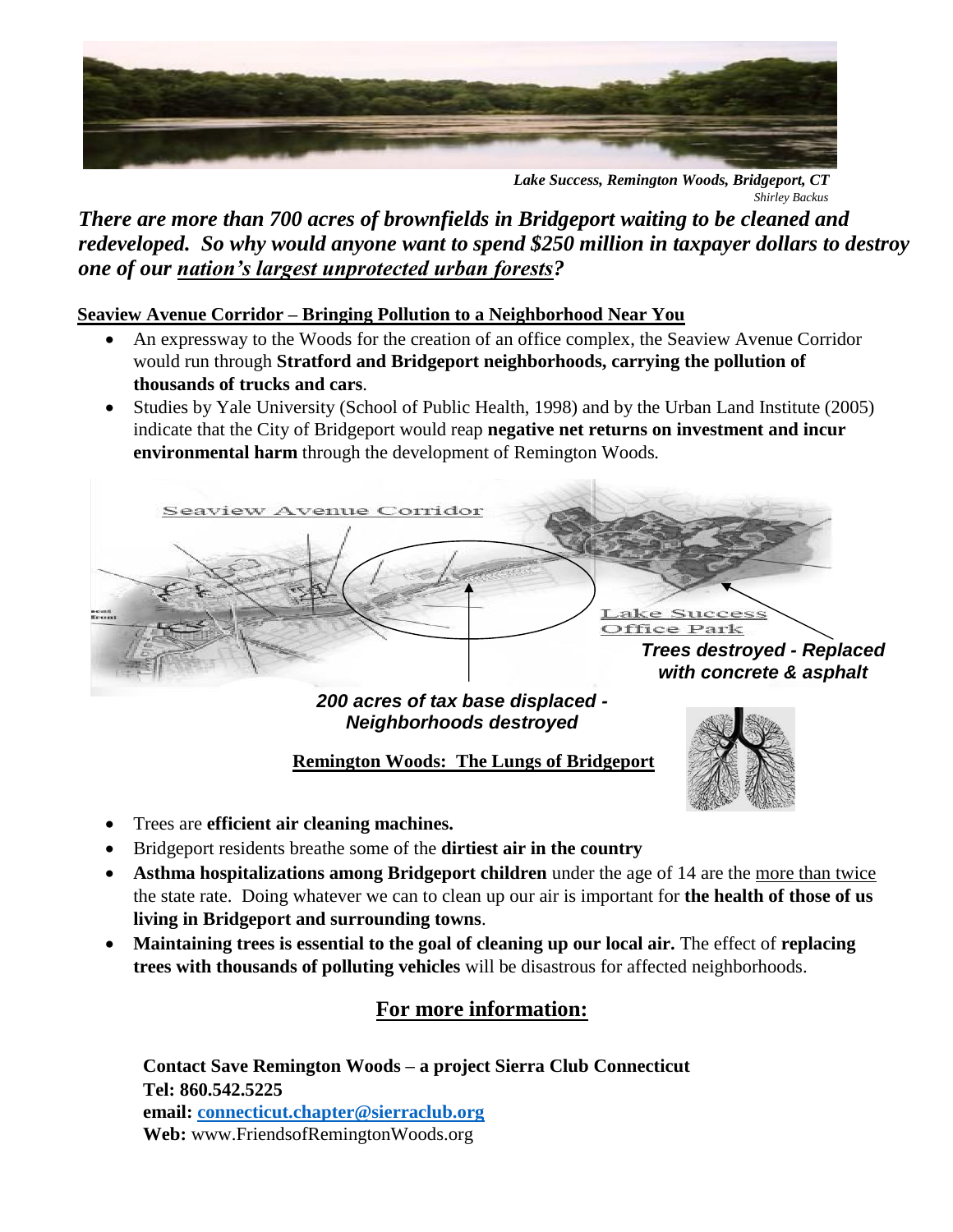*Lake Success, Remington Woods, Bridgeport, CT*
*Shirley Backus*

***There are more than 700 acres of brownfields in Bridgeport waiting to be cleaned and redeveloped. So why would anyone want to spend $250 million in taxpayer dollars to destroy one of our nation's largest unprotected urban forests?***

**Seaview Avenue Corridor – Bringing Pollution to a Neighborhood Near You**

- An expressway to the Woods for the creation of an office complex, the Seaview Avenue Corridor would run through **Stratford and Bridgeport neighborhoods, carrying the pollution of thousands of trucks and cars**.
- Studies by Yale University (School of Public Health, 1998) and by the Urban Land Institute (2005) indicate that the City of Bridgeport would reap **negative net returns on investment and incur environmental harm** through the development of Remington Woods.

Seaview Avenue Corridor

Lake Success Office Park

***Trees destroyed - Replaced with concrete & asphalt***

***200 acres of tax base displaced - Neighborhoods destroyed***

**Remington Woods: The Lungs of Bridgeport**

- Trees are **efficient air cleaning machines.**
- Bridgeport residents breathe some of the **dirtiest air in the country**
- **Asthma hospitalizations among Bridgeport children** under the age of 14 are the more than twice the state rate. Doing whatever we can to clean up our air is important for **the health of those of us living in Bridgeport and surrounding towns**.
- **Maintaining trees is essential to the goal of cleaning up our local air.** The effect of **replacing trees with thousands of polluting vehicles** will be disastrous for affected neighborhoods.

## For more information:

**Contact Save Remington Woods – a project Sierra Club Connecticut**
**Tel: 860.542.5225**
**email: connecticut.chapter@sierraclub.org**
**Web:** www.FriendsofRemingtonWoods.org